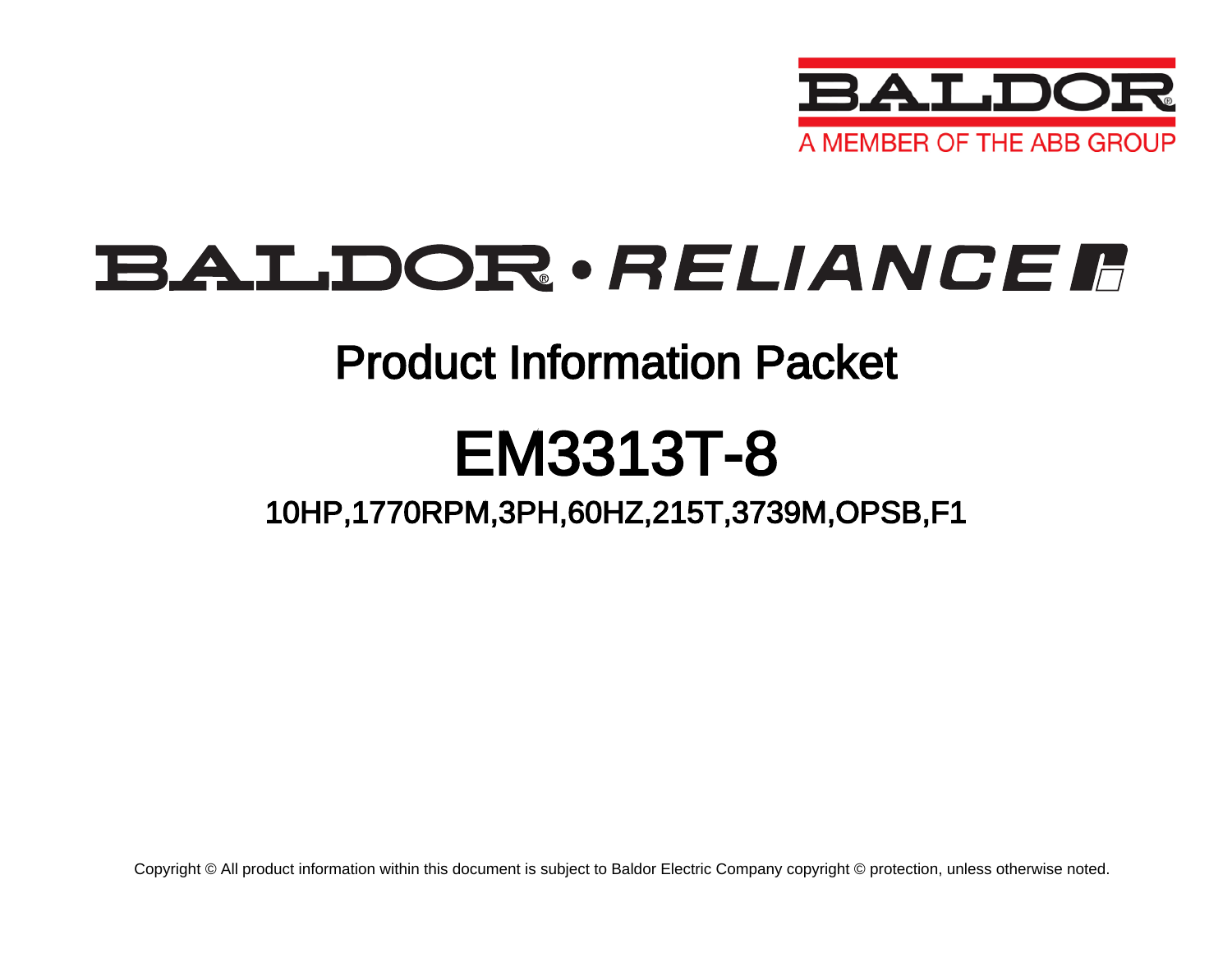BALDOR

A MEMBER OF THE ABB GROUP

# BALDOR • RELIANCE

## Product Information Packet

# EM3313T-8

### 10HP,1770RPM,3PH,60HZ,215T,3739M,OPSB,F1

Copyright © All product information within this document is subject to Baldor Electric Company copyright © protection, unless otherwise noted.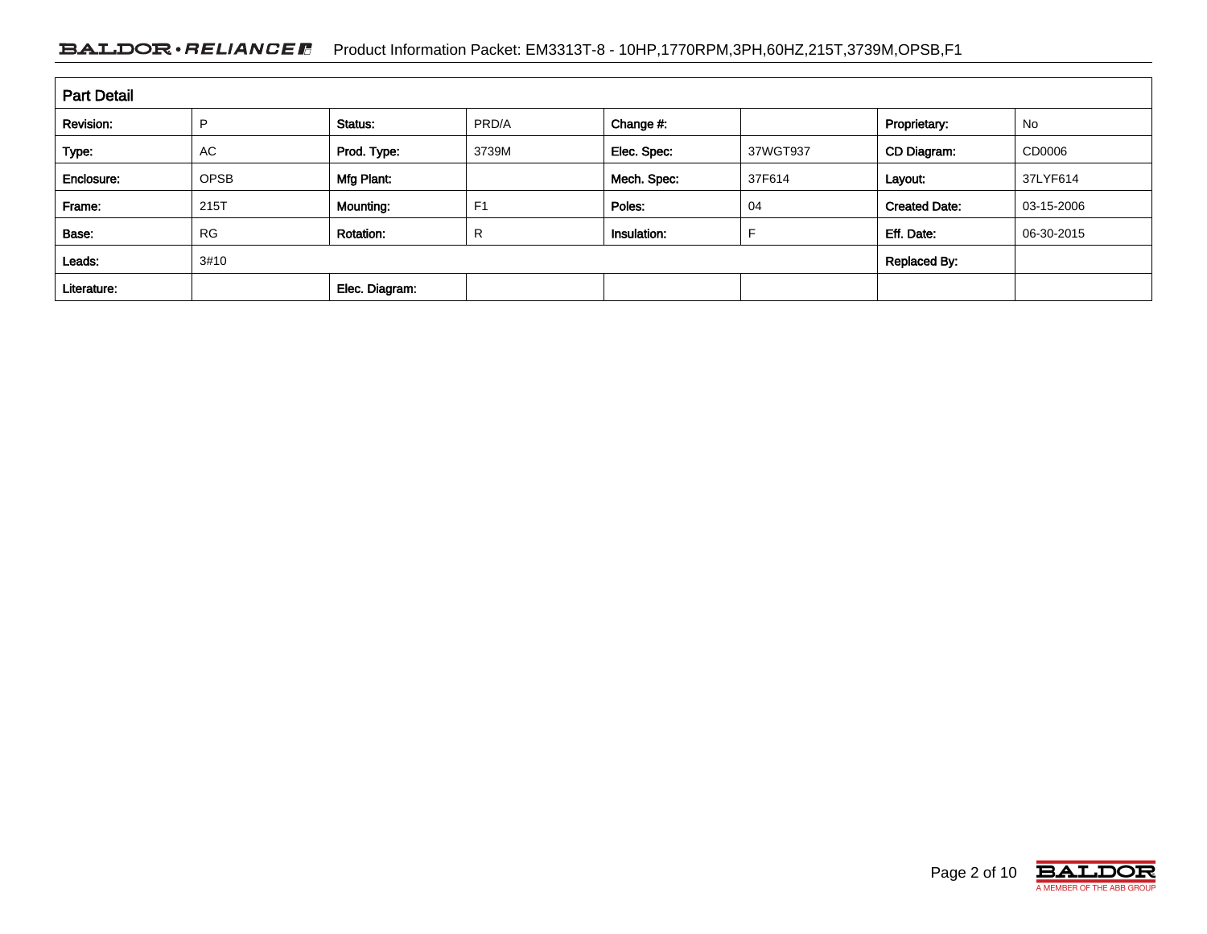## Part Detail

| Revision: | P | Status: | PRD/A | Change #: | | Proprietary: | No |
|---|---|---|---|---|---|---|---|
| Type: | AC | Prod. Type: | 3739M | Elec. Spec: | 37WGT937 | CD Diagram: | CD0006 |
| Enclosure: | OPSB | Mfg Plant: | | Mech. Spec: | 37F614 | Layout: | 37LYF614 |
| Frame: | 215T | Mounting: | F1 | Poles: | 04 | Created Date: | 03-15-2006 |
| Base: | RG | Rotation: | R | Insulation: | F | Eff. Date: | 06-30-2015 |
| Leads: | 3#10 | | | | | Replaced By: | |
| Literature: | | Elec. Diagram: | | | | | |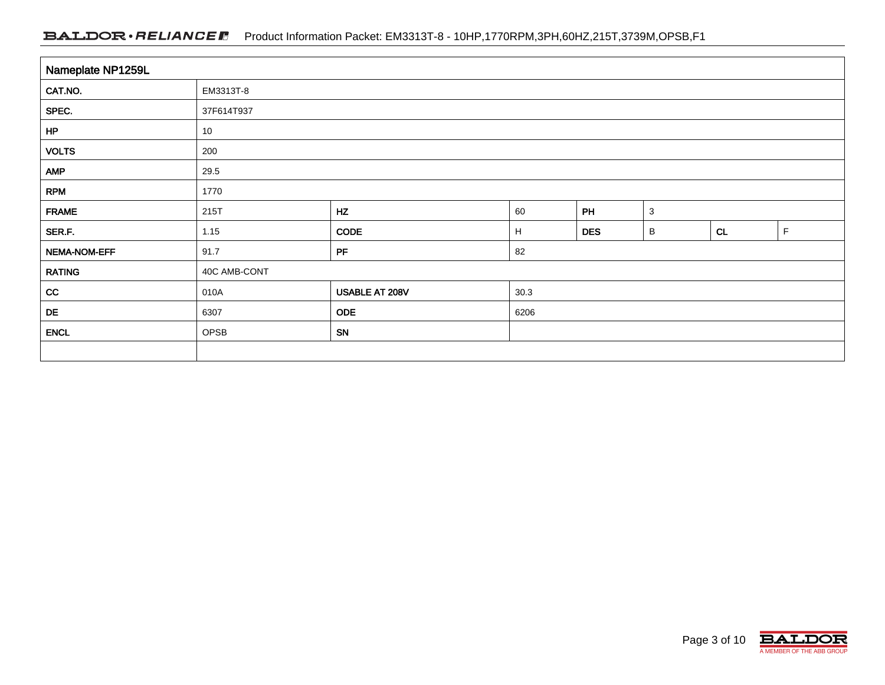| Nameplate NP1259L | | | | | | | |
|---|---|---|---|---|---|---|---|
| CAT.NO. | EM3313T-8 | | | | | | |
| SPEC. | 37F614T937 | | | | | | |
| HP | 10 | | | | | | |
| VOLTS | 200 | | | | | | |
| AMP | 29.5 | | | | | | |
| RPM | 1770 | | | | | | |
| FRAME | 215T | HZ | 60 | PH | 3 | | |
| SER.F. | 1.15 | CODE | H | DES | B | CL | F |
| NEMA-NOM-EFF | 91.7 | PF | 82 | | | | |
| RATING | 40C AMB-CONT | | | | | | |
| CC | 010A | USABLE AT 208V | 30.3 | | | | |
| DE | 6307 | ODE | 6206 | | | | |
| ENCL | OPSB | SN | | | | | |
| | | | | | | | |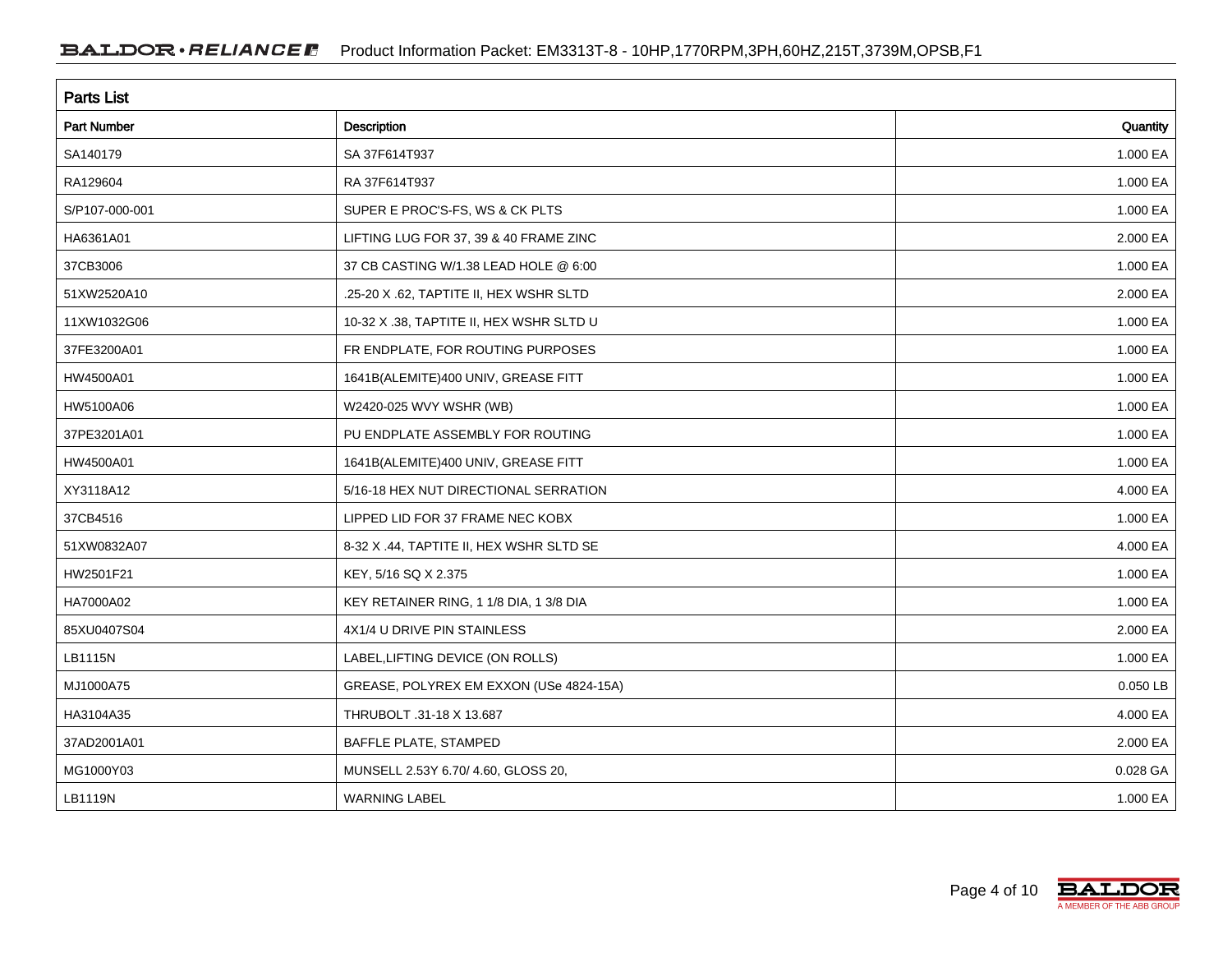## Parts List

| Part Number | Description | Quantity |
|---|---|---|
| SA140179 | SA 37F614T937 | 1.000 EA |
| RA129604 | RA 37F614T937 | 1.000 EA |
| S/P107-000-001 | SUPER E PROC'S-FS, WS & CK PLTS | 1.000 EA |
| HA6361A01 | LIFTING LUG FOR 37, 39 & 40 FRAME ZINC | 2.000 EA |
| 37CB3006 | 37 CB CASTING W/1.38 LEAD HOLE @ 6:00 | 1.000 EA |
| 51XW2520A10 | .25-20 X .62, TAPTITE II, HEX WSHR SLTD | 2.000 EA |
| 11XW1032G06 | 10-32 X .38, TAPTITE II, HEX WSHR SLTD U | 1.000 EA |
| 37FE3200A01 | FR ENDPLATE, FOR ROUTING PURPOSES | 1.000 EA |
| HW4500A01 | 1641B(ALEMITE)400 UNIV, GREASE FITT | 1.000 EA |
| HW5100A06 | W2420-025 WVY WSHR (WB) | 1.000 EA |
| 37PE3201A01 | PU ENDPLATE ASSEMBLY FOR ROUTING | 1.000 EA |
| HW4500A01 | 1641B(ALEMITE)400 UNIV, GREASE FITT | 1.000 EA |
| XY3118A12 | 5/16-18 HEX NUT DIRECTIONAL SERRATION | 4.000 EA |
| 37CB4516 | LIPPED LID FOR 37 FRAME NEC KOBX | 1.000 EA |
| 51XW0832A07 | 8-32 X .44, TAPTITE II, HEX WSHR SLTD SE | 4.000 EA |
| HW2501F21 | KEY, 5/16 SQ X 2.375 | 1.000 EA |
| HA7000A02 | KEY RETAINER RING, 1 1/8 DIA, 1 3/8 DIA | 1.000 EA |
| 85XU0407S04 | 4X1/4 U DRIVE PIN STAINLESS | 2.000 EA |
| LB1115N | LABEL,LIFTING DEVICE (ON ROLLS) | 1.000 EA |
| MJ1000A75 | GREASE, POLYREX EM EXXON (USe 4824-15A) | 0.050 LB |
| HA3104A35 | THRUBOLT .31-18 X 13.687 | 4.000 EA |
| 37AD2001A01 | BAFFLE PLATE, STAMPED | 2.000 EA |
| MG1000Y03 | MUNSELL 2.53Y 6.70/ 4.60, GLOSS 20, | 0.028 GA |
| LB1119N | WARNING LABEL | 1.000 EA |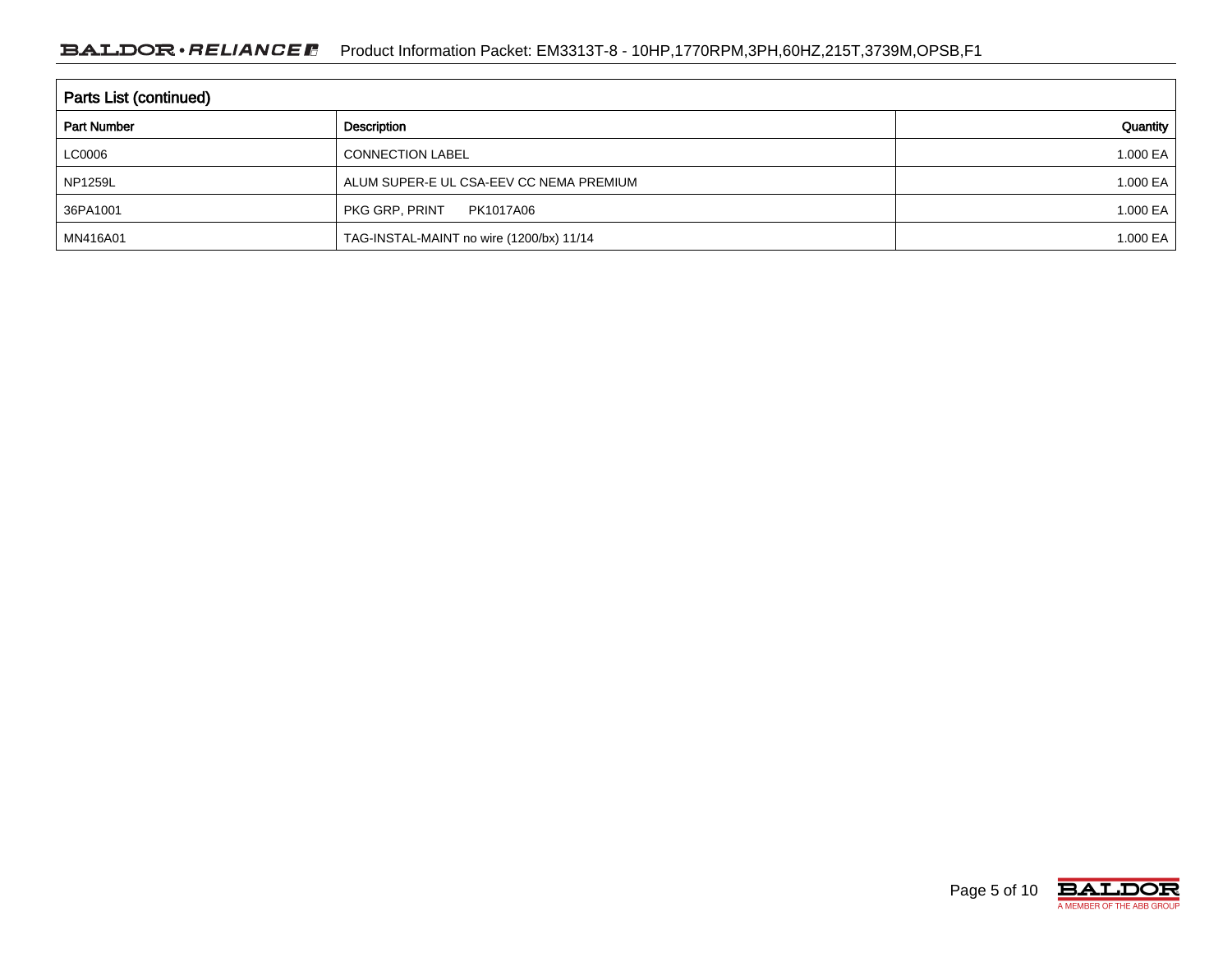## Parts List (continued)

| Part Number | Description | Quantity |
|---|---|---|
| LC0006 | CONNECTION LABEL | 1.000 EA |
| NP1259L | ALUM SUPER-E UL CSA-EEV CC NEMA PREMIUM | 1.000 EA |
| 36PA1001 | PKG GRP, PRINT PK1017A06 | 1.000 EA |
| MN416A01 | TAG-INSTAL-MAINT no wire (1200/bx) 11/14 | 1.000 EA |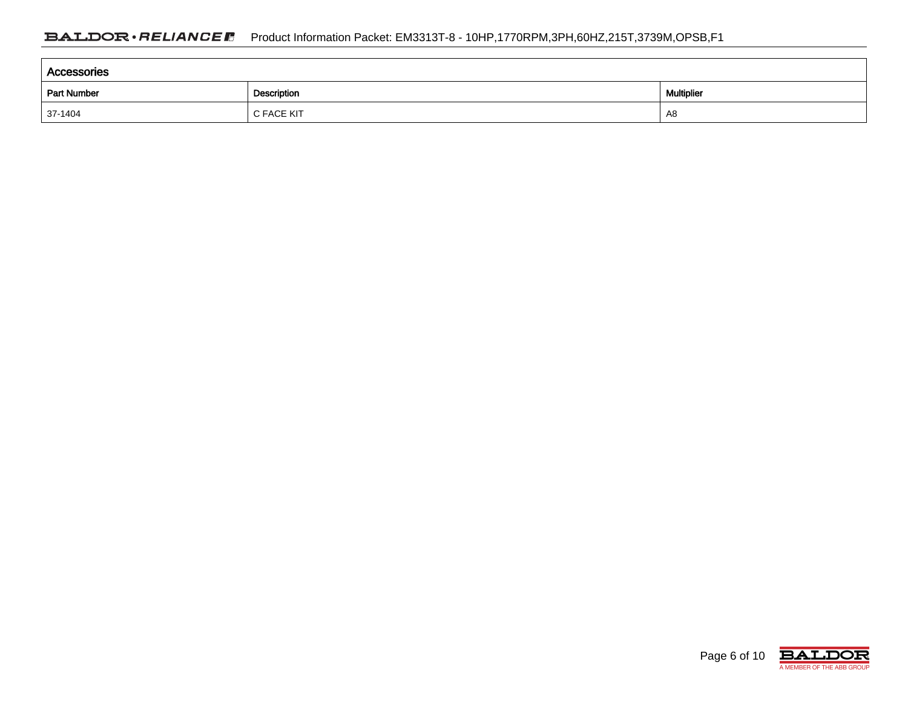## Accessories

| Part Number | Description | Multiplier |
|---|---|---|
| 37-1404 | C FACE KIT | A8 |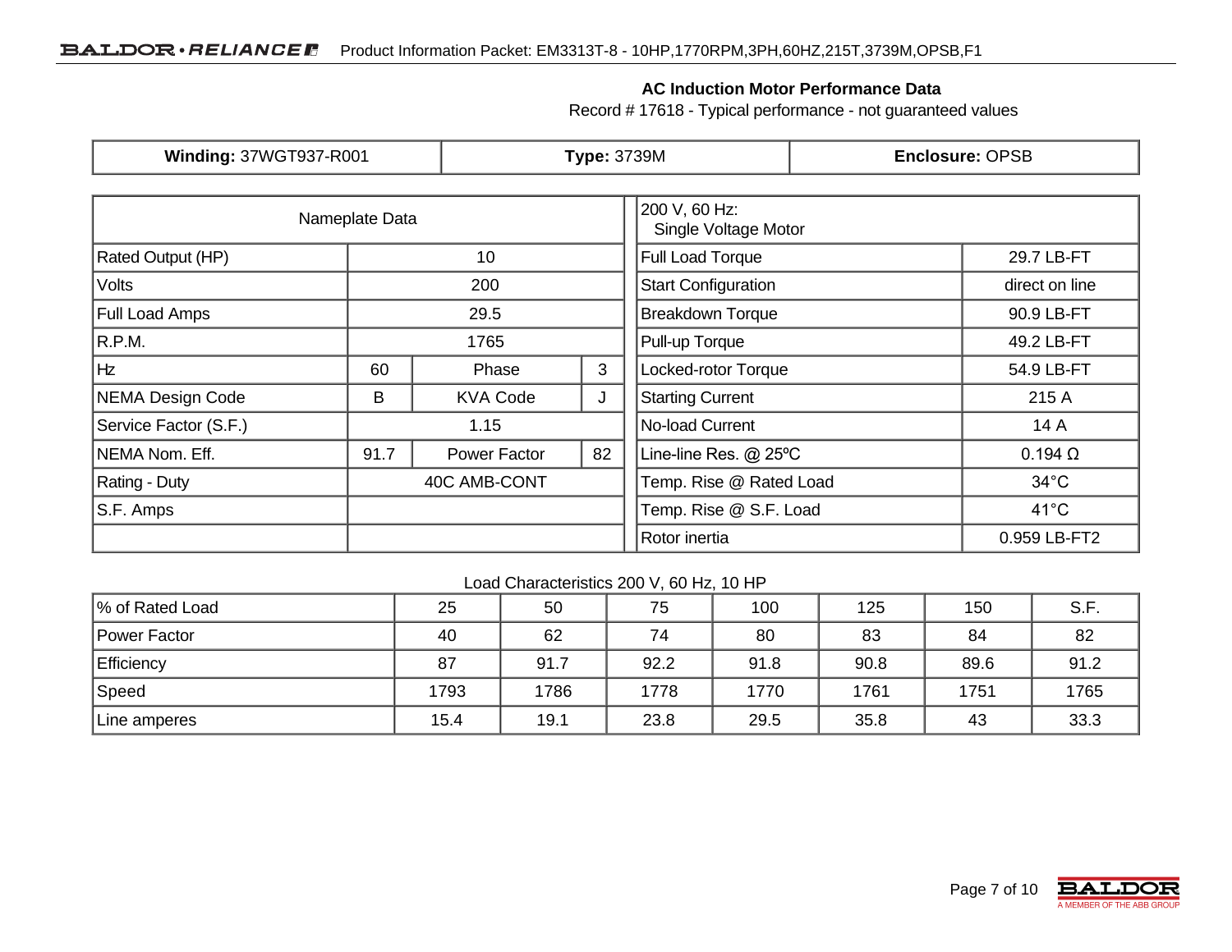## AC Induction Motor Performance Data

Record # 17618 - Typical performance - not guaranteed values

| **Winding:** 37WGT937-R001 | **Type:** 3739M | **Enclosure:** OPSB |
|---|---|---|

| Nameplate Data | | | |
|---|---|---|---|
| Rated Output (HP) | 10 | | |
| Volts | 200 | | |
| Full Load Amps | 29.5 | | |
| R.P.M. | 1765 | | |
| Hz | 60 | Phase | 3 |
| NEMA Design Code | B | KVA Code | J |
| Service Factor (S.F.) | 1.15 | | |
| NEMA Nom. Eff. | 91.7 | Power Factor | 82 |
| Rating - Duty | 40C AMB-CONT | | |
| S.F. Amps | | | |
| | | | |

| 200 V, 60 Hz: Single Voltage Motor | |
|---|---|
| Full Load Torque | 29.7 LB-FT |
| Start Configuration | direct on line |
| Breakdown Torque | 90.9 LB-FT |
| Pull-up Torque | 49.2 LB-FT |
| Locked-rotor Torque | 54.9 LB-FT |
| Starting Current | 215 A |
| No-load Current | 14 A |
| Line-line Res. @ 25ºC | 0.194 Ω |
| Temp. Rise @ Rated Load | 34°C |
| Temp. Rise @ S.F. Load | 41°C |
| Rotor inertia | 0.959 LB-FT2 |

Load Characteristics 200 V, 60 Hz, 10 HP

| % of Rated Load | 25 | 50 | 75 | 100 | 125 | 150 | S.F. |
|---|---|---|---|---|---|---|---|
| Power Factor | 40 | 62 | 74 | 80 | 83 | 84 | 82 |
| Efficiency | 87 | 91.7 | 92.2 | 91.8 | 90.8 | 89.6 | 91.2 |
| Speed | 1793 | 1786 | 1778 | 1770 | 1761 | 1751 | 1765 |
| Line amperes | 15.4 | 19.1 | 23.8 | 29.5 | 35.8 | 43 | 33.3 |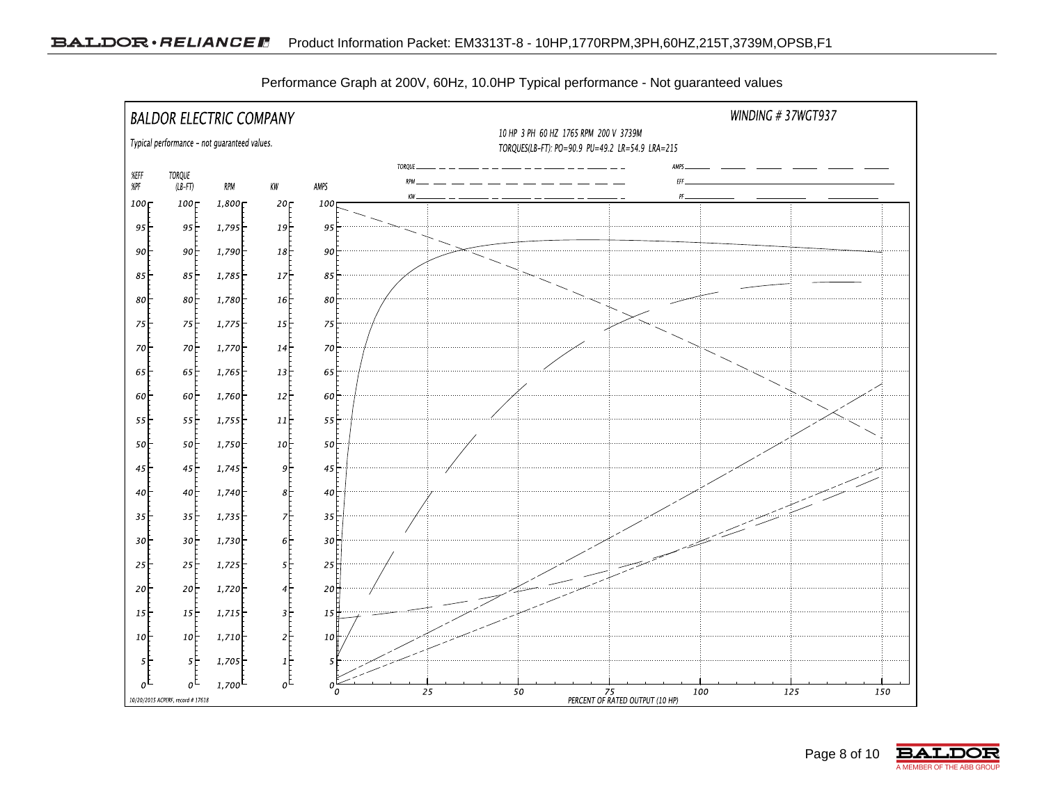Performance Graph at 200V, 60Hz, 10.0HP Typical performance - Not guaranteed values

BALDOR ELECTRIC COMPANY

Typical performance - not guaranteed values.

WINDING # 37WGT937

10 HP 3 PH 60 HZ 1765 RPM 200 V 3739M

TORQUES(LB-FT): PO=90.9 PU=49.2 LR=54.9 LRA=215

TORQUE, RPM, KW, AMPS, EFF, PF

| %EFF %PF | TORQUE (LB-FT) | RPM | KW | AMPS |
|---|---|---|---|---|
| 100 | 100 | 1,800 | 20 | 100 |
| 95 | 95 | 1,795 | 19 | 95 |
| 90 | 90 | 1,790 | 18 | 90 |
| 85 | 85 | 1,785 | 17 | 85 |
| 80 | 80 | 1,780 | 16 | 80 |
| 75 | 75 | 1,775 | 15 | 75 |
| 70 | 70 | 1,770 | 14 | 70 |
| 65 | 65 | 1,765 | 13 | 65 |
| 60 | 60 | 1,760 | 12 | 60 |
| 55 | 55 | 1,755 | 11 | 55 |
| 50 | 50 | 1,750 | 10 | 50 |
| 45 | 45 | 1,745 | 9 | 45 |
| 40 | 40 | 1,740 | 8 | 40 |
| 35 | 35 | 1,735 | 7 | 35 |
| 30 | 30 | 1,730 | 6 | 30 |
| 25 | 25 | 1,725 | 5 | 25 |
| 20 | 20 | 1,720 | 4 | 20 |
| 15 | 15 | 1,715 | 3 | 15 |
| 10 | 10 | 1,710 | 2 | 10 |
| 5 | 5 | 1,705 | 1 | 5 |
| 0 | 0 | 1,700 | 0 | 0 |

0 25 50 75 100 125 150

PERCENT OF RATED OUTPUT (10 HP)

10/20/2015 ACPERF, record # 17618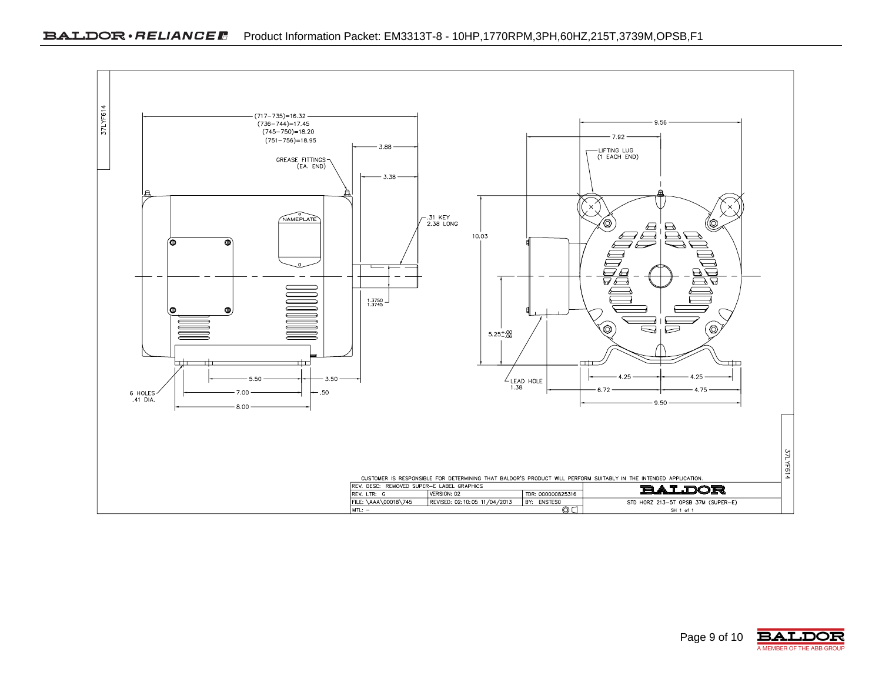37LYF614

(717–735)=16.32
(736–744)=17.45
(745–750)=18.20
(751–756)=18.95

GREASE FITTINGS (EA. END)

3.88

3.38

NAMEPLATE

.31 KEY 2.38 LONG

1.3750
1.3745

5.50 — 3.50

6 HOLES .41 DIA.

7.00 — .50

8.00

9.56

7.92

LIFTING LUG (1 EACH END)

10.03

$5.25^{+.00}_{-.06}$

LEAD HOLE 1.38

4.25 — 4.25

6.72 — 4.75

9.50

CUSTOMER IS RESPONSIBLE FOR DETERMINING THAT BALDOR'S PRODUCT WILL PERFORM SUITABLY IN THE INTENDED APPLICATION.

| REV. DESC: REMOVED SUPER-E LABEL GRAPHICS | | | BALDOR |
|---|---|---|---|
| REV. LTR: G | VERSION: 02 | TDR: 000000825316 | |
| FILE: \AAA\00018\745 | REVISED: 02:10:05 11/04/2013 | BY: ENSTESO | STD HORZ 213-5T OPSB 37M (SUPER-E) |
| MTL: – | | | SH 1 of 1 |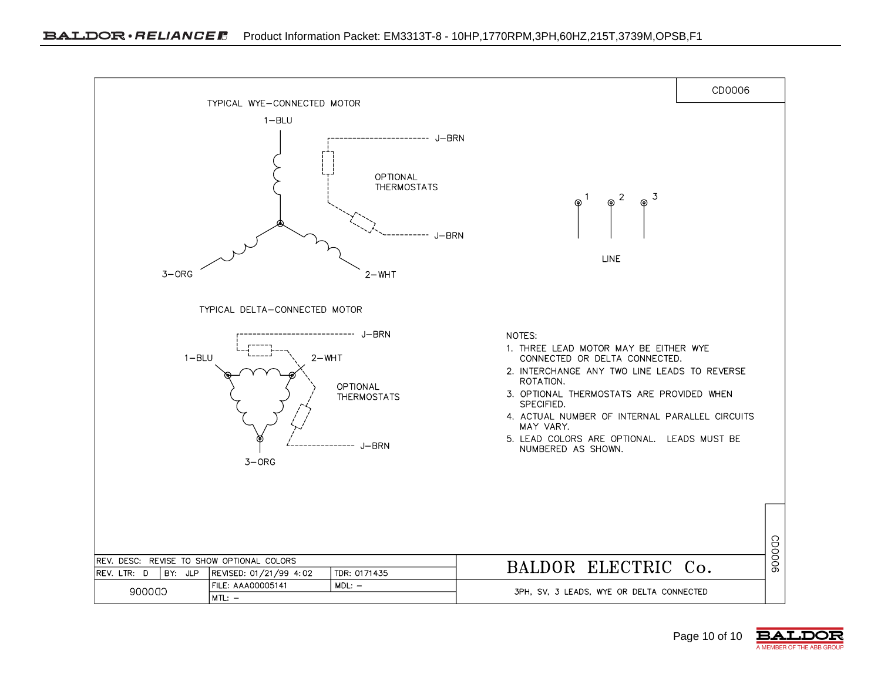CD0006

TYPICAL WYE–CONNECTED MOTOR

1–BLU

J–BRN

OPTIONAL THERMOSTATS

J–BRN

3–ORG

2–WHT

1 2 3

LINE

TYPICAL DELTA–CONNECTED MOTOR

J–BRN

1–BLU

2–WHT

OPTIONAL THERMOSTATS

J–BRN

3–ORG

NOTES:

1. THREE LEAD MOTOR MAY BE EITHER WYE CONNECTED OR DELTA CONNECTED.
2. INTERCHANGE ANY TWO LINE LEADS TO REVERSE ROTATION.
3. OPTIONAL THERMOSTATS ARE PROVIDED WHEN SPECIFIED.
4. ACTUAL NUMBER OF INTERNAL PARALLEL CIRCUITS MAY VARY.
5. LEAD COLORS ARE OPTIONAL. LEADS MUST BE NUMBERED AS SHOWN.

| | | | | |
|---|---|---|---|---|
| REV. DESC: REVISE TO SHOW OPTIONAL COLORS | | | | BALDOR ELECTRIC Co. |
| REV. LTR: D | BY: JLP | REVISED: 01/21/99 4:02 | TDR: 0171435 | |
| CD0006 | | FILE: AAA00005141 | MDL: – | 3PH, SV, 3 LEADS, WYE OR DELTA CONNECTED |
| | | MTL: – | | |

CD0006